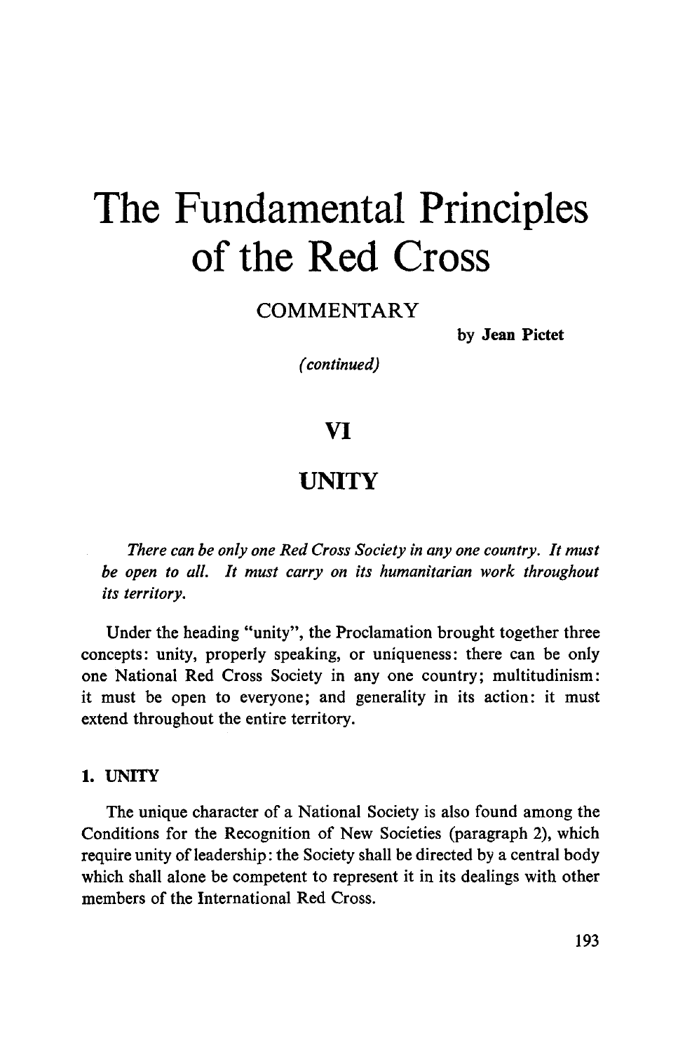# The Fundamental Principles of the Red Cross

## COMMENTARY

by **Jean Pictet**

*(continued)*

## VI

## UNITY

*There can be only one Red Cross Society in any one country. It must be open to all. It must carry on its humanitarian work throughout its territory.*

Under the heading "unity", the Proclamation brought together three concepts: unity, properly speaking, or uniqueness: there can be only one National Red Cross Society in any one country; multitudinism: it must be open to everyone; and generality in its action: it must extend throughout the entire territory.

### 1. UNITY

The unique character of a National Society is also found among the Conditions for the Recognition of New Societies (paragraph 2), which require unity of leadership: the Society shall be directed by a central body which shall alone be competent to represent it in its dealings with other members of the International Red Cross.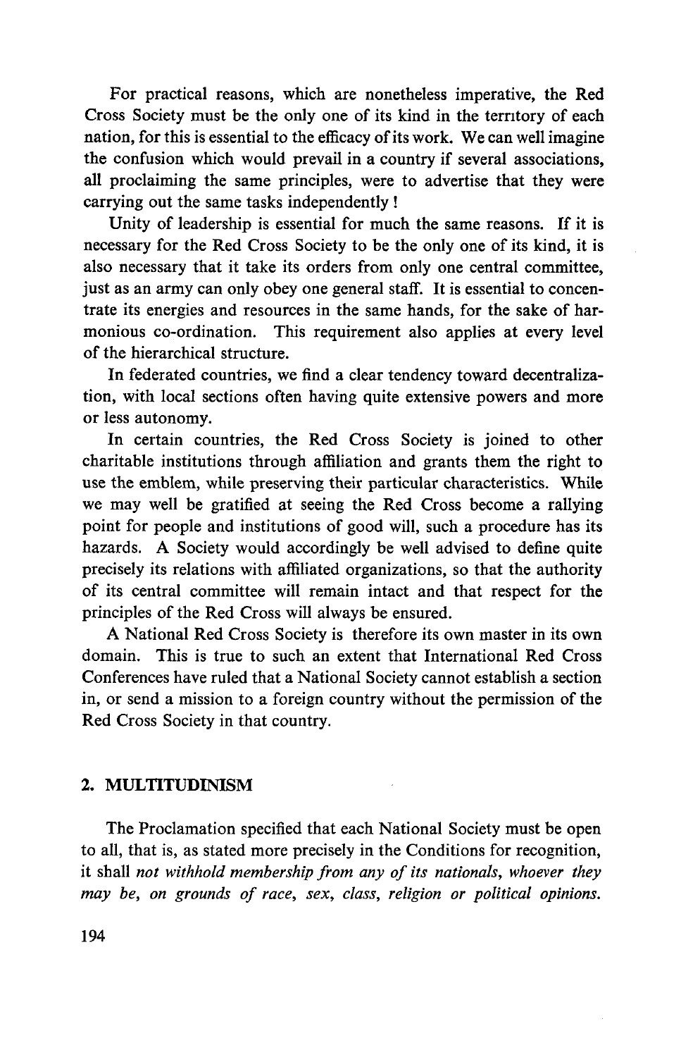For practical reasons, which are nonetheless imperative, the Red Cross Society must be the only one of its kind in the territory of each nation, for this is essential to the efficacy of its work. We can well imagine the confusion which would prevail in a country if several associations, all proclaiming the same principles, were to advertise that they were carrying out the same tasks independently!

Unity of leadership is essential for much the same reasons. If it is necessary for the Red Cross Society to be the only one of its kind, it is also necessary that it take its orders from only one central committee, just as an army can only obey one general staff. It is essential to concentrate its energies and resources in the same hands, for the sake of harmonious co-ordination. This requirement also applies at every level of the hierarchical structure.

In federated countries, we find a clear tendency toward decentralization, with local sections often having quite extensive powers and more or less autonomy.

In certain countries, the Red Cross Society is joined to other charitable institutions through affiliation and grants them the right to use the emblem, while preserving their particular characteristics. While we may well be gratified at seeing the Red Cross become a rallying point for people and institutions of good will, such a procedure has its hazards. A Society would accordingly be well advised to define quite precisely its relations with affiliated organizations, so that the authority of its central committee will remain intact and that respect for the principles of the Red Cross will always be ensured.

A National Red Cross Society is therefore its own master in its own domain. This is true to such an extent that International Red Cross Conferences have ruled that a National Society cannot establish a section in, or send a mission to a foreign country without the permission of the Red Cross Society in that country.

## 2. MULTITUDINISM

The Proclamation specified that each National Society must be open to all, that is, as stated more precisely in the Conditions for recognition, it shall *not withhold membership from any of its nationals, whoever they may be, on grounds of race, sex, class, religion or political opinions.*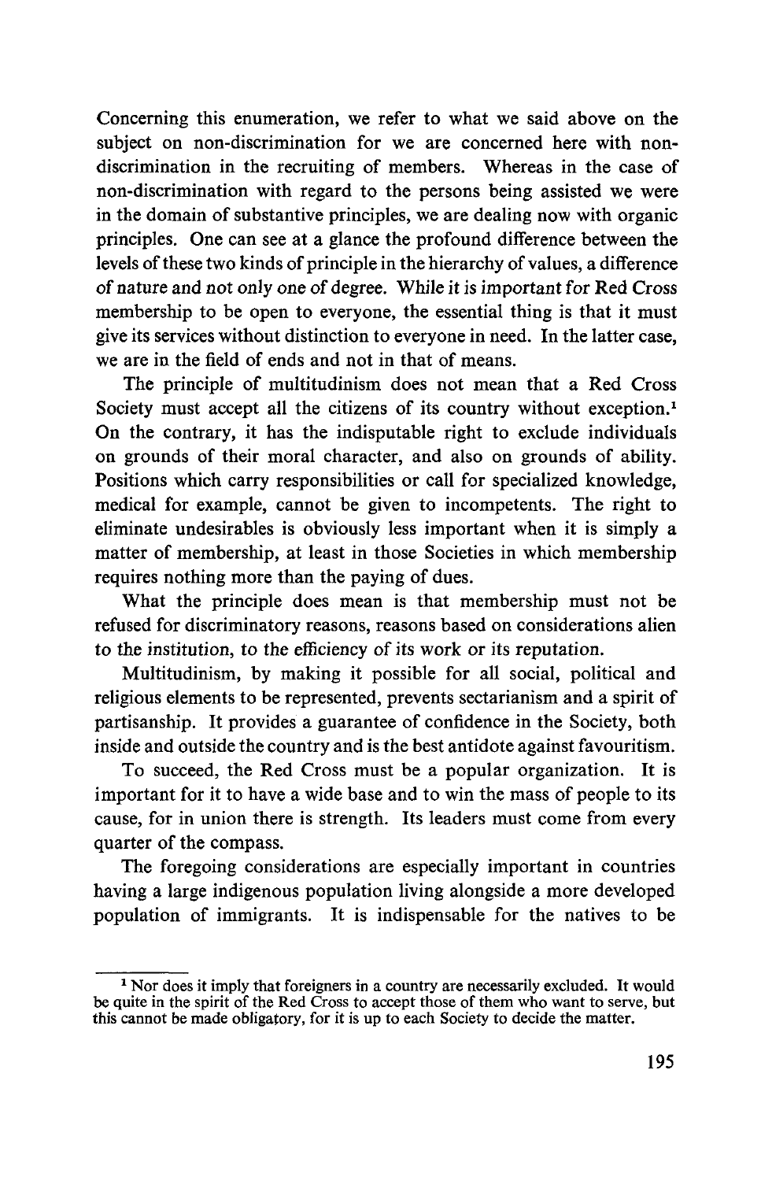Concerning this enumeration, we refer to what we said above on the subject on non-discrimination for we are concerned here with non-discrimination in the recruiting of members. Whereas in the case of non-discrimination with regard to the persons being assisted we were in the domain of substantive principles, we are dealing now with organic principles. One can see at a glance the profound difference between the levels of these two kinds of principle in the hierarchy of values, a difference of nature and not only one of degree. While it is important for Red Cross membership to be open to everyone, the essential thing is that it must give its services without distinction to everyone in need. In the latter case, we are in the field of ends and not in that of means.

The principle of multitudinism does not mean that a Red Cross Society must accept all the citizens of its country without exception.[1] On the contrary, it has the indisputable right to exclude individuals on grounds of their moral character, and also on grounds of ability. Positions which carry responsibilities or call for specialized knowledge, medical for example, cannot be given to incompetents. The right to eliminate undesirables is obviously less important when it is simply a matter of membership, at least in those Societies in which membership requires nothing more than the paying of dues.

What the principle does mean is that membership must not be refused for discriminatory reasons, reasons based on considerations alien to the institution, to the efficiency of its work or its reputation.

Multitudinism, by making it possible for all social, political and religious elements to be represented, prevents sectarianism and a spirit of partisanship. It provides a guarantee of confidence in the Society, both inside and outside the country and is the best antidote against favouritism.

To succeed, the Red Cross must be a popular organization. It is important for it to have a wide base and to win the mass of people to its cause, for in union there is strength. Its leaders must come from every quarter of the compass.

The foregoing considerations are especially important in countries having a large indigenous population living alongside a more developed population of immigrants. It is indispensable for the natives to be

[1] Nor does it imply that foreigners in a country are necessarily excluded. It would be quite in the spirit of the Red Cross to accept those of them who want to serve, but this cannot be made obligatory, for it is up to each Society to decide the matter.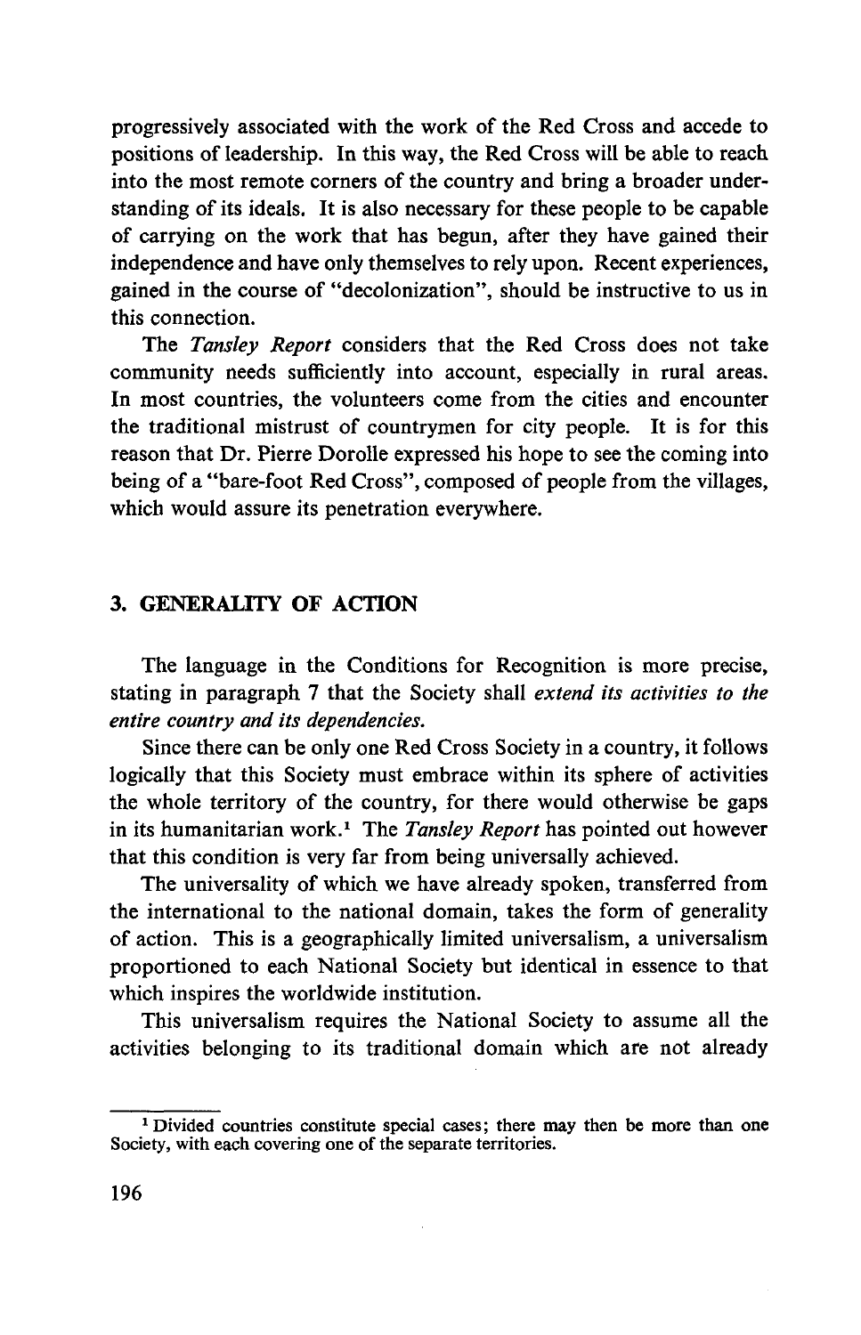progressively associated with the work of the Red Cross and accede to positions of leadership. In this way, the Red Cross will be able to reach into the most remote corners of the country and bring a broader understanding of its ideals. It is also necessary for these people to be capable of carrying on the work that has begun, after they have gained their independence and have only themselves to rely upon. Recent experiences, gained in the course of "decolonization", should be instructive to us in this connection.

The *Tansley Report* considers that the Red Cross does not take community needs sufficiently into account, especially in rural areas. In most countries, the volunteers come from the cities and encounter the traditional mistrust of countrymen for city people. It is for this reason that Dr. Pierre Dorolle expressed his hope to see the coming into being of a "bare-foot Red Cross", composed of people from the villages, which would assure its penetration everywhere.

## 3. GENERALITY OF ACTION

The language in the Conditions for Recognition is more precise, stating in paragraph 7 that the Society shall *extend its activities to the entire country and its dependencies.*

Since there can be only one Red Cross Society in a country, it follows logically that this Society must embrace within its sphere of activities the whole territory of the country, for there would otherwise be gaps in its humanitarian work.[1] The *Tansley Report* has pointed out however that this condition is very far from being universally achieved.

The universality of which we have already spoken, transferred from the international to the national domain, takes the form of generality of action. This is a geographically limited universalism, a universalism proportioned to each National Society but identical in essence to that which inspires the worldwide institution.

This universalism requires the National Society to assume all the activities belonging to its traditional domain which are not already

[1] Divided countries constitute special cases; there may then be more than one Society, with each covering one of the separate territories.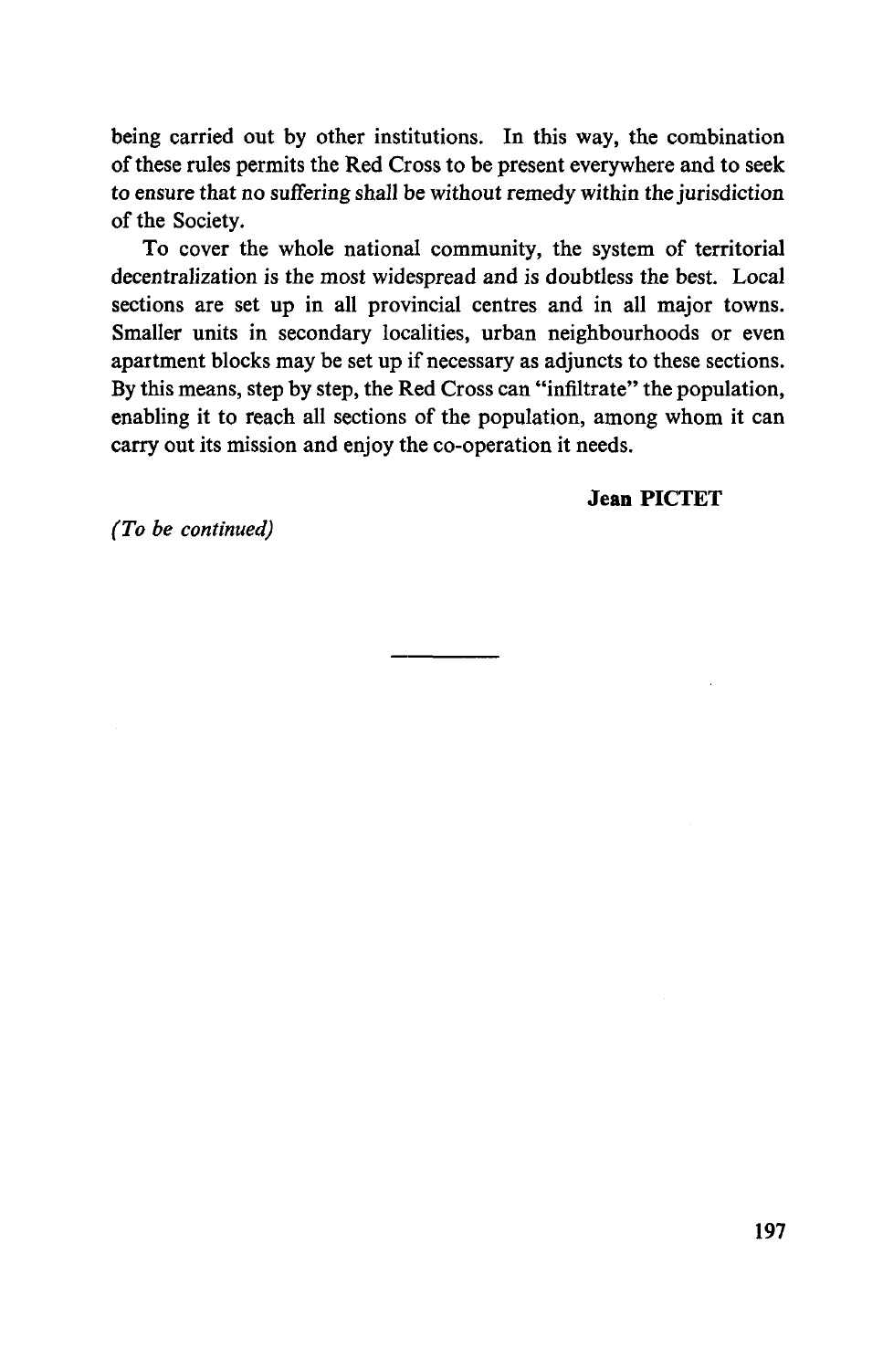being carried out by other institutions. In this way, the combination of these rules permits the Red Cross to be present everywhere and to seek to ensure that no suffering shall be without remedy within the jurisdiction of the Society.

To cover the whole national community, the system of territorial decentralization is the most widespread and is doubtless the best. Local sections are set up in all provincial centres and in all major towns. Smaller units in secondary localities, urban neighbourhoods or even apartment blocks may be set up if necessary as adjuncts to these sections. By this means, step by step, the Red Cross can "infiltrate" the population, enabling it to reach all sections of the population, among whom it can carry out its mission and enjoy the co-operation it needs.

**Jean PICTET**

*(To be continued)*